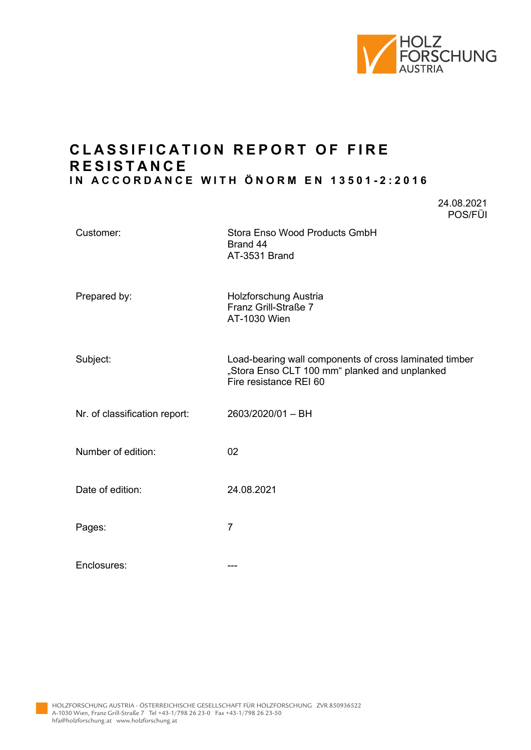# CLASSIFICATION REPORT OF FIRE RESISTANCE

### IN ACCORDANCE WITH ÖNORM EN 13501-2:2016

24.08.2021
POS/FÜI

| | |
|---|---|
| Customer: | Stora Enso Wood Products GmbH<br>Brand 44<br>AT-3531 Brand |
| Prepared by: | Holzforschung Austria<br>Franz Grill-Straße 7<br>AT-1030 Wien |
| Subject: | Load-bearing wall components of cross laminated timber „Stora Enso CLT 100 mm“ planked and unplanked<br>Fire resistance REI 60 |
| Nr. of classification report: | 2603/2020/01 – BH |
| Number of edition: | 02 |
| Date of edition: | 24.08.2021 |
| Pages: | 7 |
| Enclosures: | --- |

HOLZFORSCHUNG AUSTRIA - ÖSTERREICHISCHE GESELLSCHAFT FÜR HOLZFORSCHUNG ZVR 850936522
A-1030 Wien, Franz Grill-Straße 7 Tel +43-1/798 26 23-0 Fax +43-1/798 26 23-50
hfa@holzforschung.at www.holzforschung.at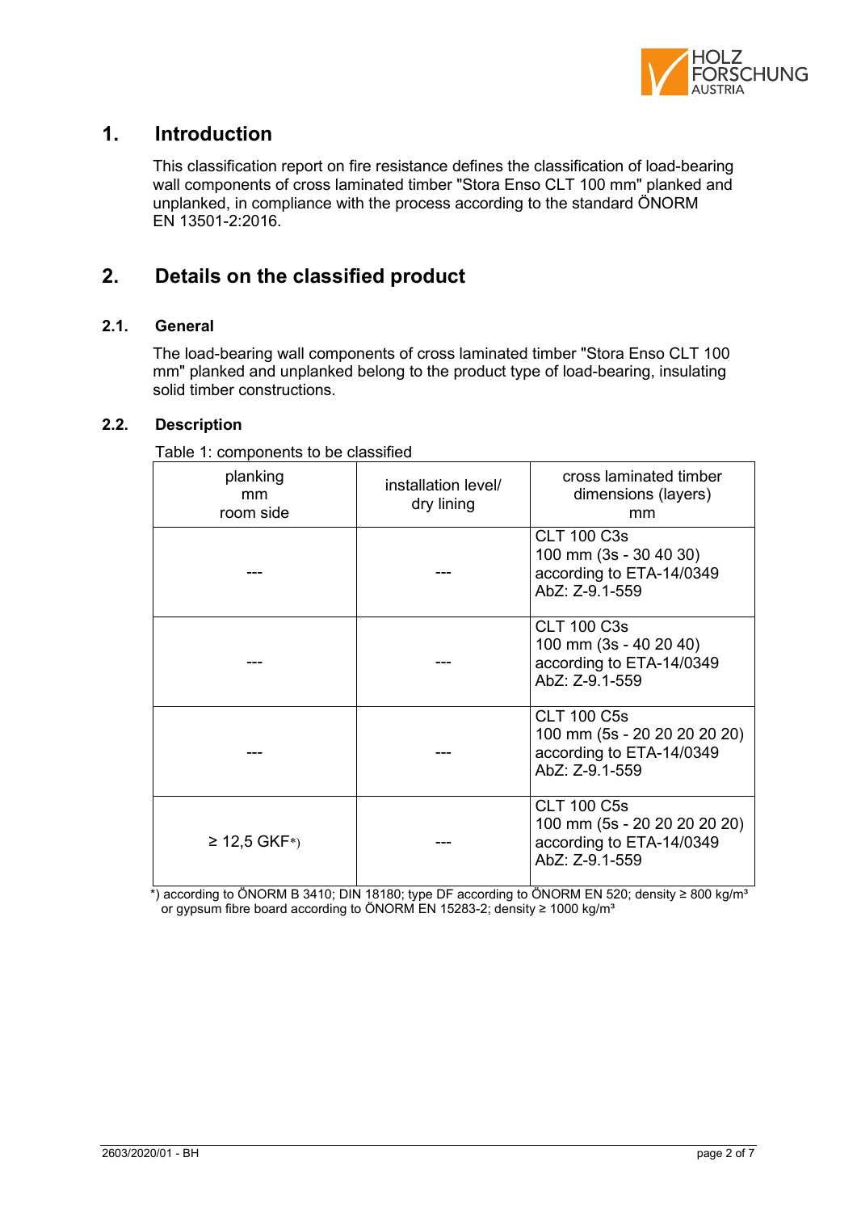# 1. Introduction

This classification report on fire resistance defines the classification of load-bearing wall components of cross laminated timber "Stora Enso CLT 100 mm" planked and unplanked, in compliance with the process according to the standard ÖNORM EN 13501-2:2016.

# 2. Details on the classified product

## 2.1. General

The load-bearing wall components of cross laminated timber "Stora Enso CLT 100 mm" planked and unplanked belong to the product type of load-bearing, insulating solid timber constructions.

## 2.2. Description

Table 1: components to be classified

| planking<br>mm<br>room side | installation level/<br>dry lining | cross laminated timber<br>dimensions (layers)<br>mm |
|---|---|---|
| --- | --- | CLT 100 C3s<br>100 mm (3s - 30 40 30)<br>according to ETA-14/0349<br>AbZ: Z-9.1-559 |
| --- | --- | CLT 100 C3s<br>100 mm (3s - 40 20 40)<br>according to ETA-14/0349<br>AbZ: Z-9.1-559 |
| --- | --- | CLT 100 C5s<br>100 mm (5s - 20 20 20 20 20)<br>according to ETA-14/0349<br>AbZ: Z-9.1-559 |
| ≥ 12,5 GKF*) | --- | CLT 100 C5s<br>100 mm (5s - 20 20 20 20 20)<br>according to ETA-14/0349<br>AbZ: Z-9.1-559 |

*) according to ÖNORM B 3410; DIN 18180; type DF according to ÖNORM EN 520; density ≥ 800 kg/m³ or gypsum fibre board according to ÖNORM EN 15283-2; density ≥ 1000 kg/m³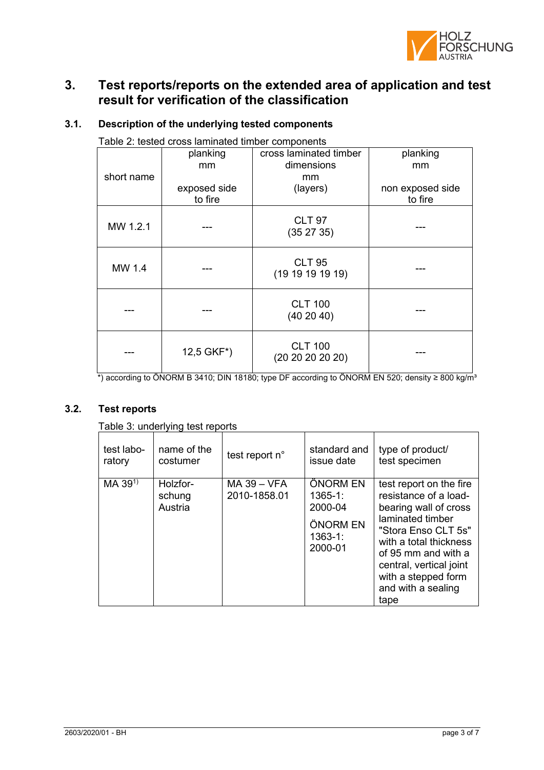## 3. Test reports/reports on the extended area of application and test result for verification of the classification

### 3.1. Description of the underlying tested components

Table 2: tested cross laminated timber components

| short name | planking mm exposed side to fire | cross laminated timber dimensions mm (layers) | planking mm non exposed side to fire |
|---|---|---|---|
| MW 1.2.1 | --- | CLT 97 (35 27 35) | --- |
| MW 1.4 | --- | CLT 95 (19 19 19 19 19) | --- |
| --- | --- | CLT 100 (40 20 40) | --- |
| --- | 12,5 GKF*) | CLT 100 (20 20 20 20 20) | --- |

*) according to ÖNORM B 3410; DIN 18180; type DF according to ÖNORM EN 520; density ≥ 800 kg/m³

### 3.2. Test reports

Table 3: underlying test reports

| test laboratory | name of the costumer | test report n° | standard and issue date | type of product/ test specimen |
|---|---|---|---|---|
| MA 39[1)] | Holzforschung Austria | MA 39 – VFA 2010-1858.01 | ÖNORM EN 1365-1: 2000-04 ÖNORM EN 1363-1: 2000-01 | test report on the fire resistance of a load-bearing wall of cross laminated timber "Stora Enso CLT 5s" with a total thickness of 95 mm and with a central, vertical joint with a stepped form and with a sealing tape |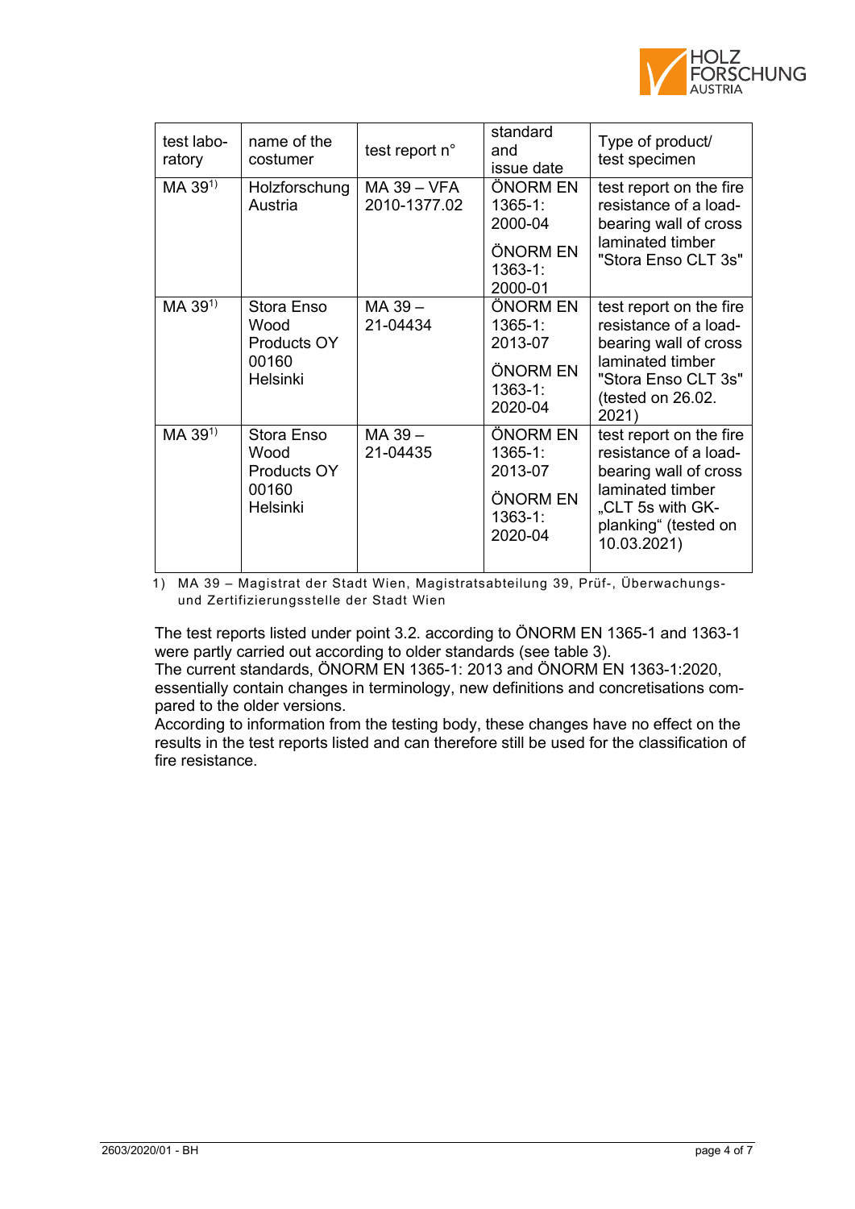| test laboratory | name of the costumer | test report n° | standard and issue date | Type of product/ test specimen |
|---|---|---|---|---|
| MA 39[1] | Holzforschung Austria | MA 39 – VFA 2010-1377.02 | ÖNORM EN 1365-1: 2000-04<br>ÖNORM EN 1363-1: 2000-01 | test report on the fire resistance of a load-bearing wall of cross laminated timber "Stora Enso CLT 3s" |
| MA 39[1] | Stora Enso Wood Products OY 00160 Helsinki | MA 39 – 21-04434 | ÖNORM EN 1365-1: 2013-07<br>ÖNORM EN 1363-1: 2020-04 | test report on the fire resistance of a load-bearing wall of cross laminated timber "Stora Enso CLT 3s" (tested on 26.02. 2021) |
| MA 39[1] | Stora Enso Wood Products OY 00160 Helsinki | MA 39 – 21-04435 | ÖNORM EN 1365-1: 2013-07<br>ÖNORM EN 1363-1: 2020-04 | test report on the fire resistance of a load-bearing wall of cross laminated timber „CLT 5s with GK-planking" (tested on 10.03.2021) |

1) MA 39 – Magistrat der Stadt Wien, Magistratsabteilung 39, Prüf-, Überwachungs- und Zertifizierungsstelle der Stadt Wien

The test reports listed under point 3.2. according to ÖNORM EN 1365-1 and 1363-1 were partly carried out according to older standards (see table 3).
The current standards, ÖNORM EN 1365-1: 2013 and ÖNORM EN 1363-1:2020, essentially contain changes in terminology, new definitions and concretisations compared to the older versions.
According to information from the testing body, these changes have no effect on the results in the test reports listed and can therefore still be used for the classification of fire resistance.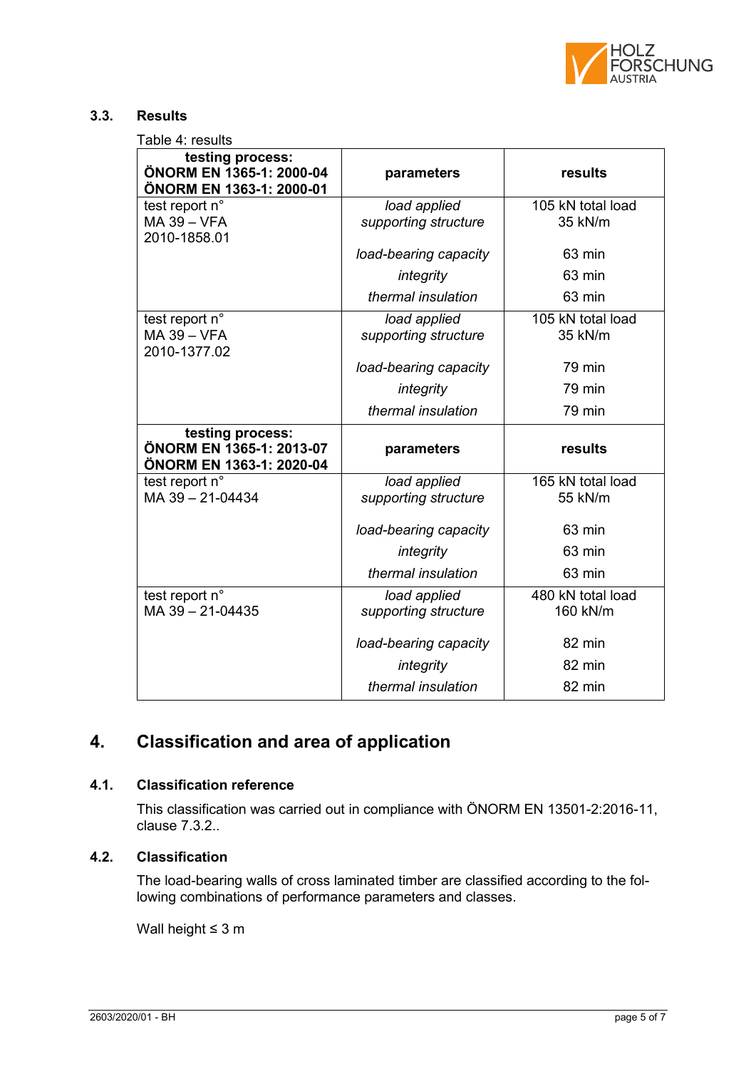### 3.3. Results

Table 4: results

| **testing process: ÖNORM EN 1365-1: 2000-04 ÖNORM EN 1363-1: 2000-01** | **parameters** | **results** |
|---|---|---|
| test report n° MA 39 – VFA 2010-1858.01 | *load applied supporting structure* | 105 kN total load 35 kN/m |
| | *load-bearing capacity* | 63 min |
| | *integrity* | 63 min |
| | *thermal insulation* | 63 min |
| test report n° MA 39 – VFA 2010-1377.02 | *load applied supporting structure* | 105 kN total load 35 kN/m |
| | *load-bearing capacity* | 79 min |
| | *integrity* | 79 min |
| | *thermal insulation* | 79 min |
| **testing process: ÖNORM EN 1365-1: 2013-07 ÖNORM EN 1363-1: 2020-04** | **parameters** | **results** |
| test report n° MA 39 – 21-04434 | *load applied supporting structure* | 165 kN total load 55 kN/m |
| | *load-bearing capacity* | 63 min |
| | *integrity* | 63 min |
| | *thermal insulation* | 63 min |
| test report n° MA 39 – 21-04435 | *load applied supporting structure* | 480 kN total load 160 kN/m |
| | *load-bearing capacity* | 82 min |
| | *integrity* | 82 min |
| | *thermal insulation* | 82 min |

## 4. Classification and area of application

### 4.1. Classification reference

This classification was carried out in compliance with ÖNORM EN 13501-2:2016-11, clause 7.3.2..

### 4.2. Classification

The load-bearing walls of cross laminated timber are classified according to the following combinations of performance parameters and classes.

Wall height ≤ 3 m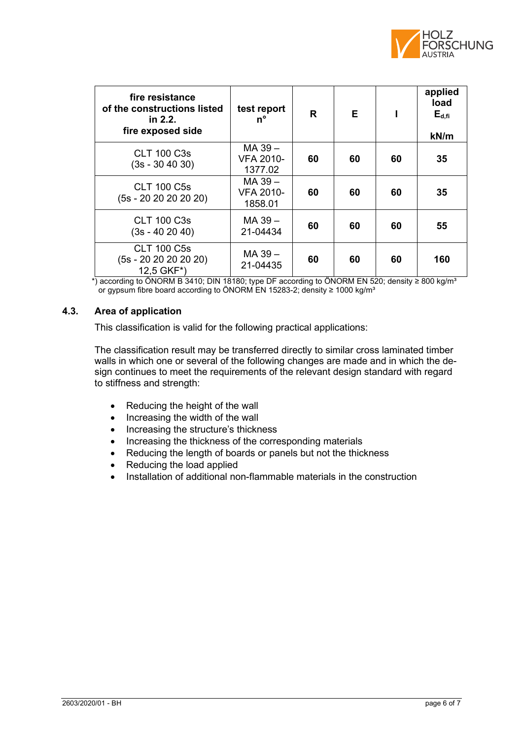| fire resistance of the constructions listed in 2.2. fire exposed side | test report n° | R | E | I | applied load $E_{d,fi}$ kN/m |
|---|---|---|---|---|---|
| CLT 100 C3s (3s - 30 40 30) | MA 39 – VFA 2010-1377.02 | **60** | **60** | **60** | **35** |
| CLT 100 C5s (5s - 20 20 20 20 20) | MA 39 – VFA 2010-1858.01 | **60** | **60** | **60** | **35** |
| CLT 100 C3s (3s - 40 20 40) | MA 39 – 21-04434 | **60** | **60** | **60** | **55** |
| CLT 100 C5s (5s - 20 20 20 20 20) 12,5 GKF*) | MA 39 – 21-04435 | **60** | **60** | **60** | **160** |

*) according to ÖNORM B 3410; DIN 18180; type DF according to ÖNORM EN 520; density ≥ 800 kg/m³ or gypsum fibre board according to ÖNORM EN 15283-2; density ≥ 1000 kg/m³

## 4.3. Area of application

This classification is valid for the following practical applications:

The classification result may be transferred directly to similar cross laminated timber walls in which one or several of the following changes are made and in which the design continues to meet the requirements of the relevant design standard with regard to stiffness and strength:

- Reducing the height of the wall
- Increasing the width of the wall
- Increasing the structure's thickness
- Increasing the thickness of the corresponding materials
- Reducing the length of boards or panels but not the thickness
- Reducing the load applied
- Installation of additional non-flammable materials in the construction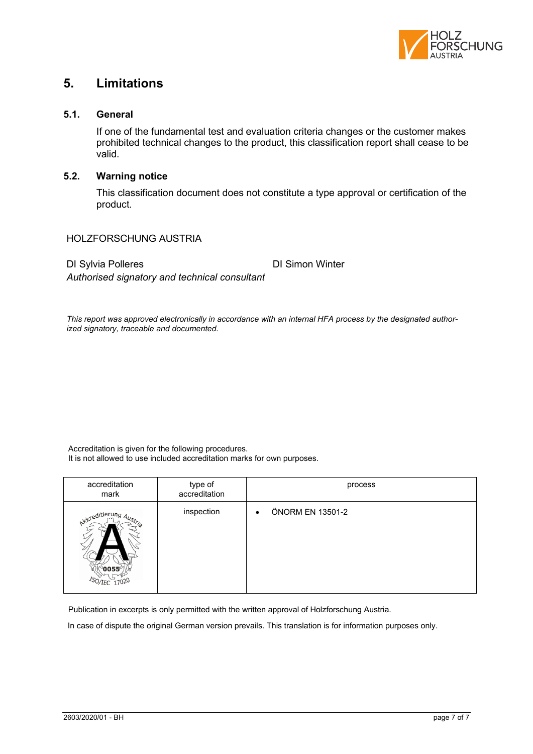## 5. Limitations

### 5.1. General

If one of the fundamental test and evaluation criteria changes or the customer makes prohibited technical changes to the product, this classification report shall cease to be valid.

### 5.2. Warning notice

This classification document does not constitute a type approval or certification of the product.

HOLZFORSCHUNG AUSTRIA

DI Sylvia Polleres  
*Authorised signatory and technical consultant*

DI Simon Winter

*This report was approved electronically in accordance with an internal HFA process by the designated authorized signatory, traceable and documented.*

Accreditation is given for the following procedures.  
It is not allowed to use included accreditation marks for own purposes.

| accreditation mark | type of accreditation | process |
| --- | --- | --- |
| Akkreditierung Austria 0055 ISO/IEC 17020 | inspection | • ÖNORM EN 13501-2 |

Publication in excerpts is only permitted with the written approval of Holzforschung Austria.

In case of dispute the original German version prevails. This translation is for information purposes only.